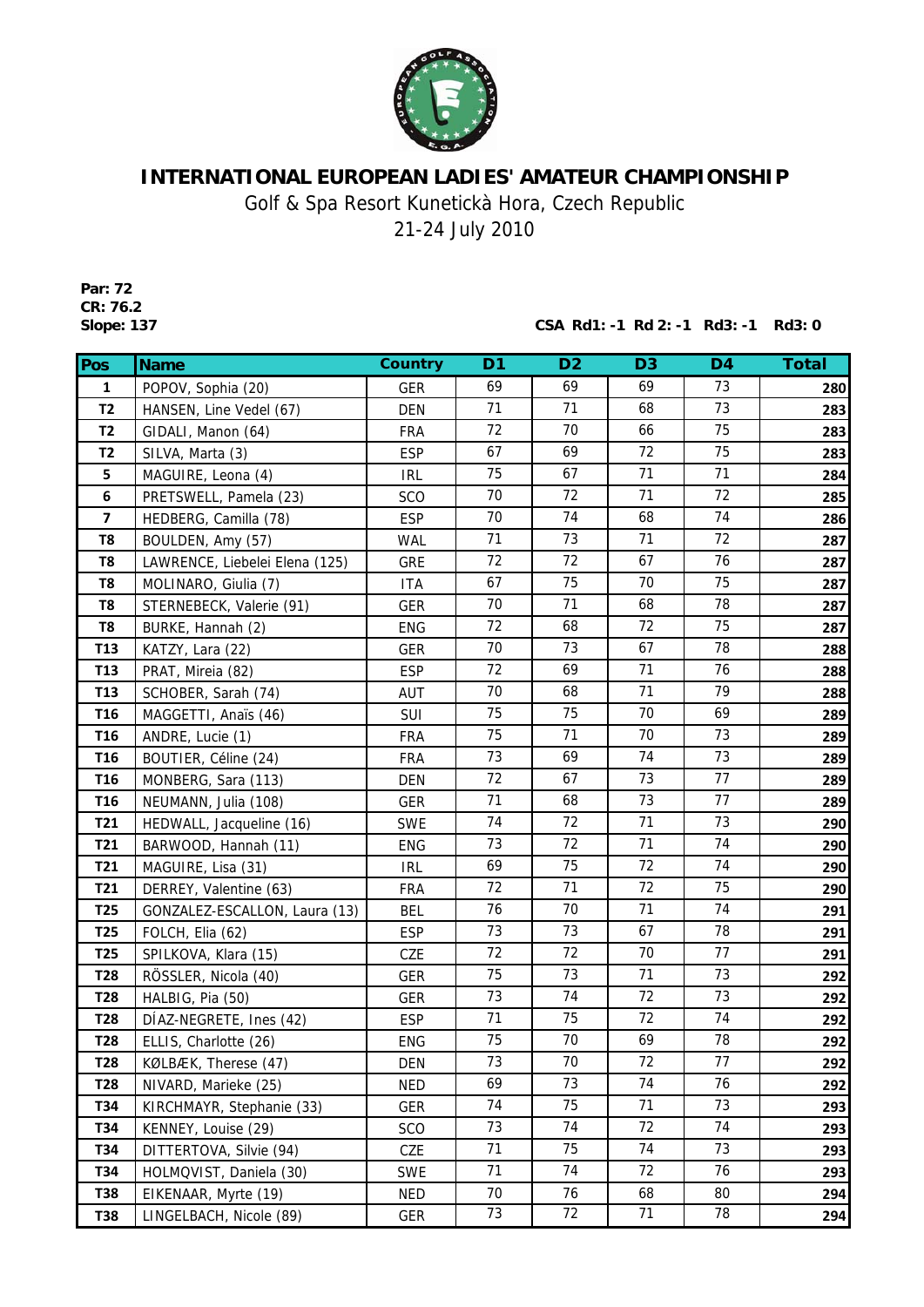# INTERNATIONAL EUROPEAN LADIES' AMATEUR CHAMPIONSHIP

Golf & Spa Resort Kunetickà Hora, Czech Republic

21-24 July 2010

**Par: 72**
**CR: 76.2**
**Slope: 137**

**CSA Rd1: -1 Rd 2: -1 Rd3: -1 Rd3: 0**

| Pos | Name | Country | D1 | D2 | D3 | D4 | Total |
|---|---|---|---|---|---|---|---|
| 1 | POPOV, Sophia (20) | GER | 69 | 69 | 69 | 73 | 280 |
| T2 | HANSEN, Line Vedel (67) | DEN | 71 | 71 | 68 | 73 | 283 |
| T2 | GIDALI, Manon (64) | FRA | 72 | 70 | 66 | 75 | 283 |
| T2 | SILVA, Marta (3) | ESP | 67 | 69 | 72 | 75 | 283 |
| 5 | MAGUIRE, Leona (4) | IRL | 75 | 67 | 71 | 71 | 284 |
| 6 | PRETSWELL, Pamela (23) | SCO | 70 | 72 | 71 | 72 | 285 |
| 7 | HEDBERG, Camilla (78) | ESP | 70 | 74 | 68 | 74 | 286 |
| T8 | BOULDEN, Amy (57) | WAL | 71 | 73 | 71 | 72 | 287 |
| T8 | LAWRENCE, Liebelei Elena (125) | GRE | 72 | 72 | 67 | 76 | 287 |
| T8 | MOLINARO, Giulia (7) | ITA | 67 | 75 | 70 | 75 | 287 |
| T8 | STERNEBECK, Valerie (91) | GER | 70 | 71 | 68 | 78 | 287 |
| T8 | BURKE, Hannah (2) | ENG | 72 | 68 | 72 | 75 | 287 |
| T13 | KATZY, Lara (22) | GER | 70 | 73 | 67 | 78 | 288 |
| T13 | PRAT, Mireia (82) | ESP | 72 | 69 | 71 | 76 | 288 |
| T13 | SCHOBER, Sarah (74) | AUT | 70 | 68 | 71 | 79 | 288 |
| T16 | MAGGETTI, Anaïs (46) | SUI | 75 | 75 | 70 | 69 | 289 |
| T16 | ANDRE, Lucie (1) | FRA | 75 | 71 | 70 | 73 | 289 |
| T16 | BOUTIER, Céline (24) | FRA | 73 | 69 | 74 | 73 | 289 |
| T16 | MONBERG, Sara (113) | DEN | 72 | 67 | 73 | 77 | 289 |
| T16 | NEUMANN, Julia (108) | GER | 71 | 68 | 73 | 77 | 289 |
| T21 | HEDWALL, Jacqueline (16) | SWE | 74 | 72 | 71 | 73 | 290 |
| T21 | BARWOOD, Hannah (11) | ENG | 73 | 72 | 71 | 74 | 290 |
| T21 | MAGUIRE, Lisa (31) | IRL | 69 | 75 | 72 | 74 | 290 |
| T21 | DERREY, Valentine (63) | FRA | 72 | 71 | 72 | 75 | 290 |
| T25 | GONZALEZ-ESCALLON, Laura (13) | BEL | 76 | 70 | 71 | 74 | 291 |
| T25 | FOLCH, Elia (62) | ESP | 73 | 73 | 67 | 78 | 291 |
| T25 | SPILKOVA, Klara (15) | CZE | 72 | 72 | 70 | 77 | 291 |
| T28 | RÖSSLER, Nicola (40) | GER | 75 | 73 | 71 | 73 | 292 |
| T28 | HALBIG, Pia (50) | GER | 73 | 74 | 72 | 73 | 292 |
| T28 | DÍAZ-NEGRETE, Ines (42) | ESP | 71 | 75 | 72 | 74 | 292 |
| T28 | ELLIS, Charlotte (26) | ENG | 75 | 70 | 69 | 78 | 292 |
| T28 | KØLBÆK, Therese (47) | DEN | 73 | 70 | 72 | 77 | 292 |
| T28 | NIVARD, Marieke (25) | NED | 69 | 73 | 74 | 76 | 292 |
| T34 | KIRCHMAYR, Stephanie (33) | GER | 74 | 75 | 71 | 73 | 293 |
| T34 | KENNEY, Louise (29) | SCO | 73 | 74 | 72 | 74 | 293 |
| T34 | DITTERTOVA, Silvie (94) | CZE | 71 | 75 | 74 | 73 | 293 |
| T34 | HOLMQVIST, Daniela (30) | SWE | 71 | 74 | 72 | 76 | 293 |
| T38 | EIKENAAR, Myrte (19) | NED | 70 | 76 | 68 | 80 | 294 |
| T38 | LINGELBACH, Nicole (89) | GER | 73 | 72 | 71 | 78 | 294 |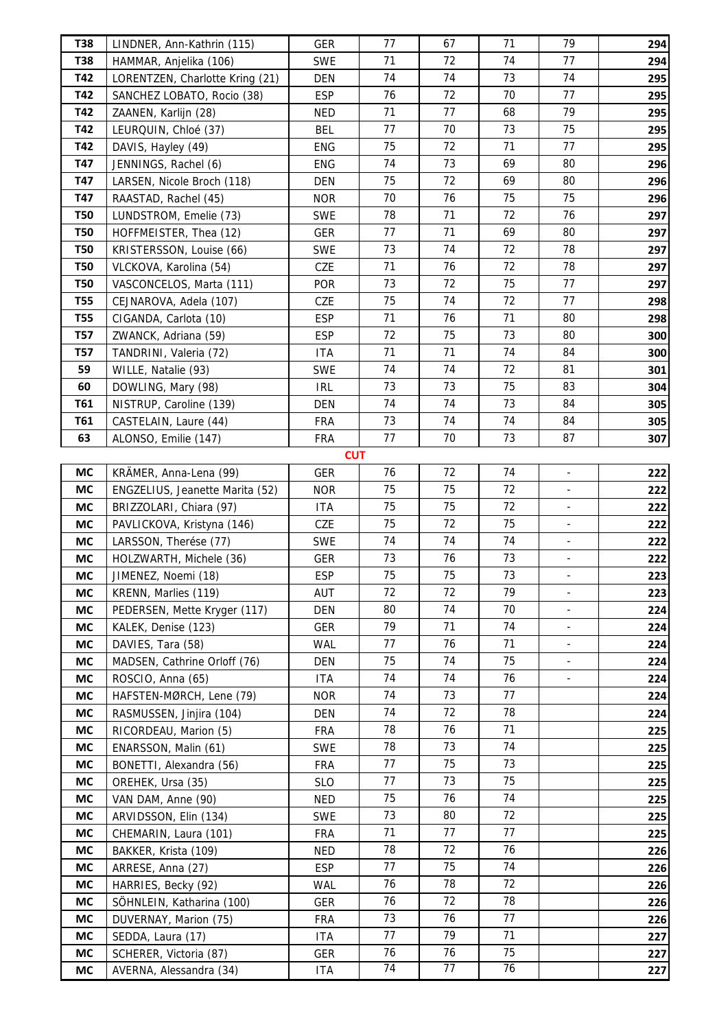| | | | | | | | |
|---|---|---|---|---|---|---|---|
| T38 | LINDNER, Ann-Kathrin (115) | GER | 77 | 67 | 71 | 79 | 294 |
| T38 | HAMMAR, Anjelika (106) | SWE | 71 | 72 | 74 | 77 | 294 |
| T42 | LORENTZEN, Charlotte Kring (21) | DEN | 74 | 74 | 73 | 74 | 295 |
| T42 | SANCHEZ LOBATO, Rocio (38) | ESP | 76 | 72 | 70 | 77 | 295 |
| T42 | ZAANEN, Karlijn (28) | NED | 71 | 77 | 68 | 79 | 295 |
| T42 | LEURQUIN, Chloé (37) | BEL | 77 | 70 | 73 | 75 | 295 |
| T42 | DAVIS, Hayley (49) | ENG | 75 | 72 | 71 | 77 | 295 |
| T47 | JENNINGS, Rachel (6) | ENG | 74 | 73 | 69 | 80 | 296 |
| T47 | LARSEN, Nicole Broch (118) | DEN | 75 | 72 | 69 | 80 | 296 |
| T47 | RAASTAD, Rachel (45) | NOR | 70 | 76 | 75 | 75 | 296 |
| T50 | LUNDSTROM, Emelie (73) | SWE | 78 | 71 | 72 | 76 | 297 |
| T50 | HOFFMEISTER, Thea (12) | GER | 77 | 71 | 69 | 80 | 297 |
| T50 | KRISTERSSON, Louise (66) | SWE | 73 | 74 | 72 | 78 | 297 |
| T50 | VLCKOVA, Karolina (54) | CZE | 71 | 76 | 72 | 78 | 297 |
| T50 | VASCONCELOS, Marta (111) | POR | 73 | 72 | 75 | 77 | 297 |
| T55 | CEJNAROVA, Adela (107) | CZE | 75 | 74 | 72 | 77 | 298 |
| T55 | CIGANDA, Carlota (10) | ESP | 71 | 76 | 71 | 80 | 298 |
| T57 | ZWANCK, Adriana (59) | ESP | 72 | 75 | 73 | 80 | 300 |
| T57 | TANDRINI, Valeria (72) | ITA | 71 | 71 | 74 | 84 | 300 |
| 59 | WILLE, Natalie (93) | SWE | 74 | 74 | 72 | 81 | 301 |
| 60 | DOWLING, Mary (98) | IRL | 73 | 73 | 75 | 83 | 304 |
| T61 | NISTRUP, Caroline (139) | DEN | 74 | 74 | 73 | 84 | 305 |
| T61 | CASTELAIN, Laure (44) | FRA | 73 | 74 | 74 | 84 | 305 |
| 63 | ALONSO, Emilie (147) | FRA | 77 | 70 | 73 | 87 | 307 |
| | | CUT | | | | | |
| MC | KRÄMER, Anna-Lena (99) | GER | 76 | 72 | 74 | - | 222 |
| MC | ENGZELIUS, Jeanette Marita (52) | NOR | 75 | 75 | 72 | - | 222 |
| MC | BRIZZOLARI, Chiara (97) | ITA | 75 | 75 | 72 | - | 222 |
| MC | PAVLICKOVA, Kristyna (146) | CZE | 75 | 72 | 75 | - | 222 |
| MC | LARSSON, Therése (77) | SWE | 74 | 74 | 74 | - | 222 |
| MC | HOLZWARTH, Michele (36) | GER | 73 | 76 | 73 | - | 222 |
| MC | JIMENEZ, Noemi (18) | ESP | 75 | 75 | 73 | - | 223 |
| MC | KRENN, Marlies (119) | AUT | 72 | 72 | 79 | - | 223 |
| MC | PEDERSEN, Mette Kryger (117) | DEN | 80 | 74 | 70 | - | 224 |
| MC | KALEK, Denise (123) | GER | 79 | 71 | 74 | - | 224 |
| MC | DAVIES, Tara (58) | WAL | 77 | 76 | 71 | - | 224 |
| MC | MADSEN, Cathrine Orloff (76) | DEN | 75 | 74 | 75 | - | 224 |
| MC | ROSCIO, Anna (65) | ITA | 74 | 74 | 76 | - | 224 |
| MC | HAFSTEN-MØRCH, Lene (79) | NOR | 74 | 73 | 77 | | 224 |
| MC | RASMUSSEN, Jinjira (104) | DEN | 74 | 72 | 78 | | 224 |
| MC | RICORDEAU, Marion (5) | FRA | 78 | 76 | 71 | | 225 |
| MC | ENARSSON, Malin (61) | SWE | 78 | 73 | 74 | | 225 |
| MC | BONETTI, Alexandra (56) | FRA | 77 | 75 | 73 | | 225 |
| MC | OREHEK, Ursa (35) | SLO | 77 | 73 | 75 | | 225 |
| MC | VAN DAM, Anne (90) | NED | 75 | 76 | 74 | | 225 |
| MC | ARVIDSSON, Elin (134) | SWE | 73 | 80 | 72 | | 225 |
| MC | CHEMARIN, Laura (101) | FRA | 71 | 77 | 77 | | 225 |
| MC | BAKKER, Krista (109) | NED | 78 | 72 | 76 | | 226 |
| MC | ARRESE, Anna (27) | ESP | 77 | 75 | 74 | | 226 |
| MC | HARRIES, Becky (92) | WAL | 76 | 78 | 72 | | 226 |
| MC | SÖHNLEIN, Katharina (100) | GER | 76 | 72 | 78 | | 226 |
| MC | DUVERNAY, Marion (75) | FRA | 73 | 76 | 77 | | 226 |
| MC | SEDDA, Laura (17) | ITA | 77 | 79 | 71 | | 227 |
| MC | SCHERER, Victoria (87) | GER | 76 | 76 | 75 | | 227 |
| MC | AVERNA, Alessandra (34) | ITA | 74 | 77 | 76 | | 227 |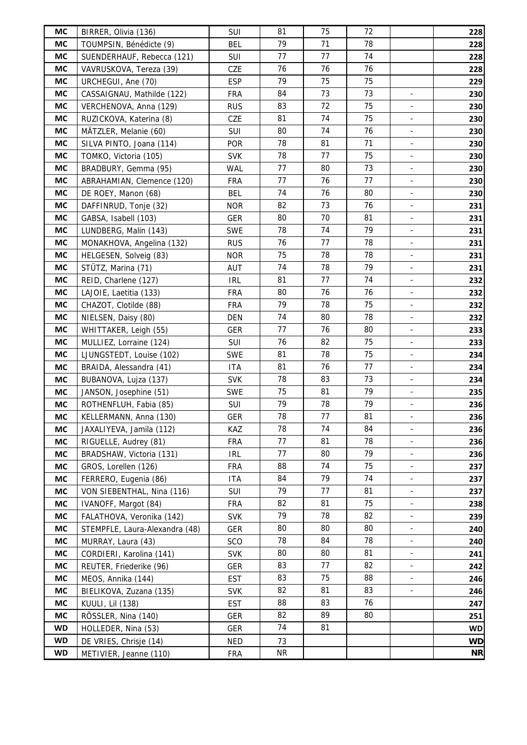| | | | | | | | |
|---|---|---|---|---|---|---|---|
| **MC** | BIRRER, Olivia (136) | SUI | 81 | 75 | 72 | | **228** |
| **MC** | TOUMPSIN, Bénédicte (9) | BEL | 79 | 71 | 78 | | **228** |
| **MC** | SUENDERHAUF, Rebecca (121) | SUI | 77 | 77 | 74 | | **228** |
| **MC** | VAVRUSKOVA, Tereza (39) | CZE | 76 | 76 | 76 | | **228** |
| **MC** | URCHEGUI, Ane (70) | ESP | 79 | 75 | 75 | | **229** |
| **MC** | CASSAIGNAU, Mathilde (122) | FRA | 84 | 73 | 73 | - | **230** |
| **MC** | VERCHENOVA, Anna (129) | RUS | 83 | 72 | 75 | - | **230** |
| **MC** | RUZICKOVA, Katerina (8) | CZE | 81 | 74 | 75 | - | **230** |
| **MC** | MÄTZLER, Melanie (60) | SUI | 80 | 74 | 76 | - | **230** |
| **MC** | SILVA PINTO, Joana (114) | POR | 78 | 81 | 71 | - | **230** |
| **MC** | TOMKO, Victoria (105) | SVK | 78 | 77 | 75 | - | **230** |
| **MC** | BRADBURY, Gemma (95) | WAL | 77 | 80 | 73 | - | **230** |
| **MC** | ABRAHAMIAN, Clemence (120) | FRA | 77 | 76 | 77 | - | **230** |
| **MC** | DE ROEY, Manon (68) | BEL | 74 | 76 | 80 | - | **230** |
| **MC** | DAFFINRUD, Tonje (32) | NOR | 82 | 73 | 76 | - | **231** |
| **MC** | GABSA, Isabell (103) | GER | 80 | 70 | 81 | - | **231** |
| **MC** | LUNDBERG, Malin (143) | SWE | 78 | 74 | 79 | - | **231** |
| **MC** | MONAKHOVA, Angelina (132) | RUS | 76 | 77 | 78 | - | **231** |
| **MC** | HELGESEN, Solveig (83) | NOR | 75 | 78 | 78 | - | **231** |
| **MC** | STÜTZ, Marina (71) | AUT | 74 | 78 | 79 | - | **231** |
| **MC** | REID, Charlene (127) | IRL | 81 | 77 | 74 | - | **232** |
| **MC** | LAJOIE, Laetitia (133) | FRA | 80 | 76 | 76 | - | **232** |
| **MC** | CHAZOT, Clotilde (88) | FRA | 79 | 78 | 75 | - | **232** |
| **MC** | NIELSEN, Daisy (80) | DEN | 74 | 80 | 78 | - | **232** |
| **MC** | WHITTAKER, Leigh (55) | GER | 77 | 76 | 80 | - | **233** |
| **MC** | MULLIEZ, Lorraine (124) | SUI | 76 | 82 | 75 | - | **233** |
| **MC** | LJUNGSTEDT, Louise (102) | SWE | 81 | 78 | 75 | - | **234** |
| **MC** | BRAIDA, Alessandra (41) | ITA | 81 | 76 | 77 | - | **234** |
| **MC** | BUBANOVA, Lujza (137) | SVK | 78 | 83 | 73 | - | **234** |
| **MC** | JANSON, Josephine (51) | SWE | 75 | 81 | 79 | - | **235** |
| **MC** | ROTHENFLUH, Fabia (85) | SUI | 79 | 78 | 79 | - | **236** |
| **MC** | KELLERMANN, Anna (130) | GER | 78 | 77 | 81 | - | **236** |
| **MC** | JAXALIYEVA, Jamila (112) | KAZ | 78 | 74 | 84 | - | **236** |
| **MC** | RIGUELLE, Audrey (81) | FRA | 77 | 81 | 78 | - | **236** |
| **MC** | BRADSHAW, Victoria (131) | IRL | 77 | 80 | 79 | - | **236** |
| **MC** | GROS, Lorellen (126) | FRA | 88 | 74 | 75 | - | **237** |
| **MC** | FERRERO, Eugenia (86) | ITA | 84 | 79 | 74 | - | **237** |
| **MC** | VON SIEBENTHAL, Nina (116) | SUI | 79 | 77 | 81 | - | **237** |
| **MC** | IVANOFF, Margot (84) | FRA | 82 | 81 | 75 | - | **238** |
| **MC** | FALATHOVA, Veronika (142) | SVK | 79 | 78 | 82 | - | **239** |
| **MC** | STEMPFLE, Laura-Alexandra (48) | GER | 80 | 80 | 80 | - | **240** |
| **MC** | MURRAY, Laura (43) | SCO | 78 | 84 | 78 | - | **240** |
| **MC** | CORDIERI, Karolina (141) | SVK | 80 | 80 | 81 | - | **241** |
| **MC** | REUTER, Friederike (96) | GER | 83 | 77 | 82 | - | **242** |
| **MC** | MEOS, Annika (144) | EST | 83 | 75 | 88 | - | **246** |
| **MC** | BIELIKOVA, Zuzana (135) | SVK | 82 | 81 | 83 | - | **246** |
| **MC** | KUULI, Lil (138) | EST | 88 | 83 | 76 | | **247** |
| **MC** | RÖSSLER, Nina (140) | GER | 82 | 89 | 80 | | **251** |
| **WD** | HOLLEDER, Nina (53) | GER | 74 | 81 | | | **WD** |
| **WD** | DE VRIES, Chrisje (14) | NED | 73 | | | | **WD** |
| **WD** | METIVIER, Jeanne (110) | FRA | NR | | | | **NR** |